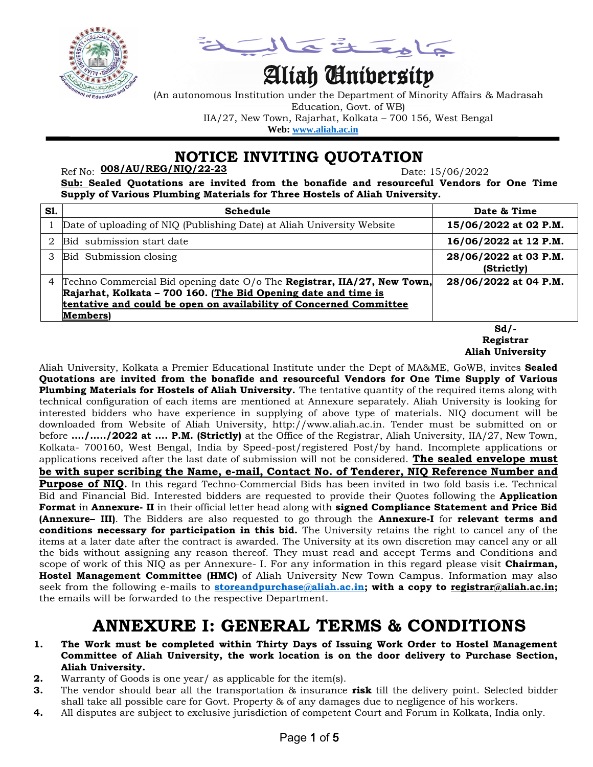جامعة عالية

# Aliah University

(An autonomous Institution under the Department of Minority Affairs & Madrasah Education, Govt. of WB)
IIA/27, New Town, Rajarhat, Kolkata – 700 156, West Bengal
**Web: www.aliah.ac.in**

# NOTICE INVITING QUOTATION

Ref No: **008/AU/REG/NIQ/22-23** Date: 15/06/2022

**Sub: Sealed Quotations are invited from the bonafide and resourceful Vendors for One Time Supply of Various Plumbing Materials for Three Hostels of Aliah University.**

| Sl. | Schedule | Date & Time |
|---|---|---|
| 1 | Date of uploading of NIQ (Publishing Date) at Aliah University Website | **15/06/2022 at 02 P.M.** |
| 2 | Bid submission start date | **16/06/2022 at 12 P.M.** |
| 3 | Bid Submission closing | **28/06/2022 at 03 P.M. (Strictly)** |
| 4 | Techno Commercial Bid opening date O/o The **Registrar, IIA/27, New Town, Rajarhat, Kolkata – 700 160. (The Bid Opening date and time is tentative and could be open on availability of Concerned Committee Members)** | **28/06/2022 at 04 P.M.** |

**Sd/-**
**Registrar**
**Aliah University**

Aliah University, Kolkata a Premier Educational Institute under the Dept of MA&ME, GoWB, invites **Sealed Quotations are invited from the bonafide and resourceful Vendors for One Time Supply of Various Plumbing Materials for Hostels of Aliah University.** The tentative quantity of the required items along with technical configuration of each items are mentioned at Annexure separately. Aliah University is looking for interested bidders who have experience in supplying of above type of materials. NIQ document will be downloaded from Website of Aliah University, http://www.aliah.ac.in. Tender must be submitted on or before **..../...../2022 at .... P.M. (Strictly)** at the Office of the Registrar, Aliah University, IIA/27, New Town, Kolkata- 700160, West Bengal, India by Speed-post/registered Post/by hand. Incomplete applications or applications received after the last date of submission will not be considered. **The sealed envelope must be with super scribing the Name, e-mail, Contact No. of Tenderer, NIQ Reference Number and Purpose of NIQ.** In this regard Techno-Commercial Bids has been invited in two fold basis i.e. Technical Bid and Financial Bid. Interested bidders are requested to provide their Quotes following the **Application Format** in **Annexure- II** in their official letter head along with **signed Compliance Statement and Price Bid (Annexure– III)**. The Bidders are also requested to go through the **Annexure-I** for **relevant terms and conditions necessary for participation in this bid.** The University retains the right to cancel any of the items at a later date after the contract is awarded. The University at its own discretion may cancel any or all the bids without assigning any reason thereof. They must read and accept Terms and Conditions and scope of work of this NIQ as per Annexure- I. For any information in this regard please visit **Chairman, Hostel Management Committee (HMC)** of Aliah University New Town Campus. Information may also seek from the following e-mails to **storeandpurchase@aliah.ac.in; with a copy to registrar@aliah.ac.in;** the emails will be forwarded to the respective Department.

# ANNEXURE I: GENERAL TERMS & CONDITIONS

1. **The Work must be completed within Thirty Days of Issuing Work Order to Hostel Management Committee of Aliah University, the work location is on the door delivery to Purchase Section, Aliah University.**
2. Warranty of Goods is one year/ as applicable for the item(s).
3. The vendor should bear all the transportation & insurance **risk** till the delivery point. Selected bidder shall take all possible care for Govt. Property & of any damages due to negligence of his workers.
4. All disputes are subject to exclusive jurisdiction of competent Court and Forum in Kolkata, India only.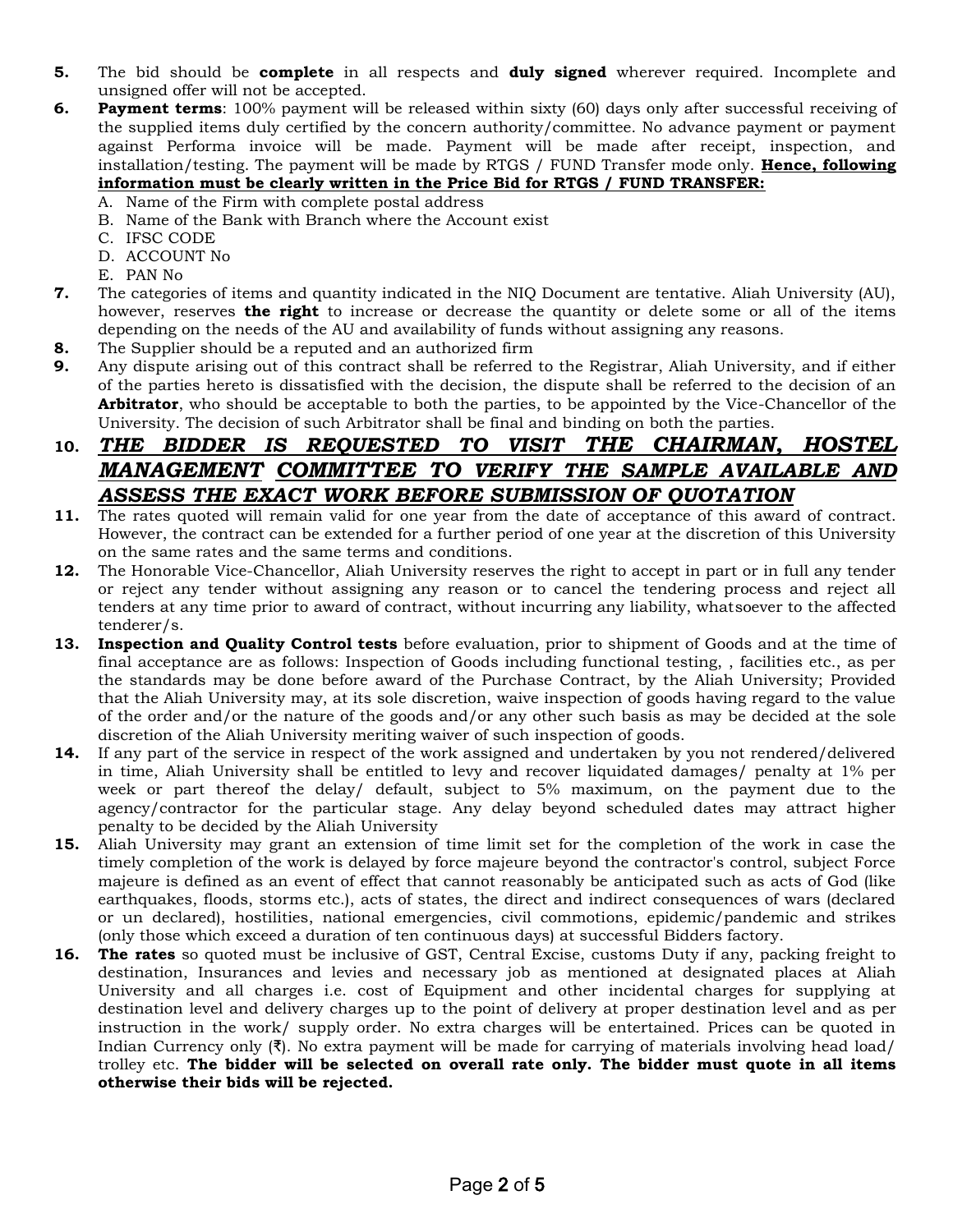5. The bid should be **complete** in all respects and **duly signed** wherever required. Incomplete and unsigned offer will not be accepted.
6. **Payment terms**: 100% payment will be released within sixty (60) days only after successful receiving of the supplied items duly certified by the concern authority/committee. No advance payment or payment against Performa invoice will be made. Payment will be made after receipt, inspection, and installation/testing. The payment will be made by RTGS / FUND Transfer mode only. **<u>Hence, following information must be clearly written in the Price Bid for RTGS / FUND TRANSFER:</u>**
   A. Name of the Firm with complete postal address
   B. Name of the Bank with Branch where the Account exist
   C. IFSC CODE
   D. ACCOUNT No
   E. PAN No
7. The categories of items and quantity indicated in the NIQ Document are tentative. Aliah University (AU), however, reserves **the right** to increase or decrease the quantity or delete some or all of the items depending on the needs of the AU and availability of funds without assigning any reasons.
8. The Supplier should be a reputed and an authorized firm
9. Any dispute arising out of this contract shall be referred to the Registrar, Aliah University, and if either of the parties hereto is dissatisfied with the decision, the dispute shall be referred to the decision of an **Arbitrator**, who should be acceptable to both the parties, to be appointed by the Vice-Chancellor of the University. The decision of such Arbitrator shall be final and binding on both the parties.
10. ***<u>THE BIDDER IS REQUESTED TO VISIT THE CHAIRMAN, HOSTEL MANAGEMENT COMMITTEE TO VERIFY THE SAMPLE AVAILABLE AND ASSESS THE EXACT WORK BEFORE SUBMISSION OF QUOTATION</u>***
11. The rates quoted will remain valid for one year from the date of acceptance of this award of contract. However, the contract can be extended for a further period of one year at the discretion of this University on the same rates and the same terms and conditions.
12. The Honorable Vice-Chancellor, Aliah University reserves the right to accept in part or in full any tender or reject any tender without assigning any reason or to cancel the tendering process and reject all tenders at any time prior to award of contract, without incurring any liability, whatsoever to the affected tenderer/s.
13. **Inspection and Quality Control tests** before evaluation, prior to shipment of Goods and at the time of final acceptance are as follows: Inspection of Goods including functional testing, , facilities etc., as per the standards may be done before award of the Purchase Contract, by the Aliah University; Provided that the Aliah University may, at its sole discretion, waive inspection of goods having regard to the value of the order and/or the nature of the goods and/or any other such basis as may be decided at the sole discretion of the Aliah University meriting waiver of such inspection of goods.
14. If any part of the service in respect of the work assigned and undertaken by you not rendered/delivered in time, Aliah University shall be entitled to levy and recover liquidated damages/ penalty at 1% per week or part thereof the delay/ default, subject to 5% maximum, on the payment due to the agency/contractor for the particular stage. Any delay beyond scheduled dates may attract higher penalty to be decided by the Aliah University
15. Aliah University may grant an extension of time limit set for the completion of the work in case the timely completion of the work is delayed by force majeure beyond the contractor's control, subject Force majeure is defined as an event of effect that cannot reasonably be anticipated such as acts of God (like earthquakes, floods, storms etc.), acts of states, the direct and indirect consequences of wars (declared or un declared), hostilities, national emergencies, civil commotions, epidemic/pandemic and strikes (only those which exceed a duration of ten continuous days) at successful Bidders factory.
16. **The rates** so quoted must be inclusive of GST, Central Excise, customs Duty if any, packing freight to destination, Insurances and levies and necessary job as mentioned at designated places at Aliah University and all charges i.e. cost of Equipment and other incidental charges for supplying at destination level and delivery charges up to the point of delivery at proper destination level and as per instruction in the work/ supply order. No extra charges will be entertained. Prices can be quoted in Indian Currency only (₹). No extra payment will be made for carrying of materials involving head load/ trolley etc. **The bidder will be selected on overall rate only. The bidder must quote in all items otherwise their bids will be rejected.**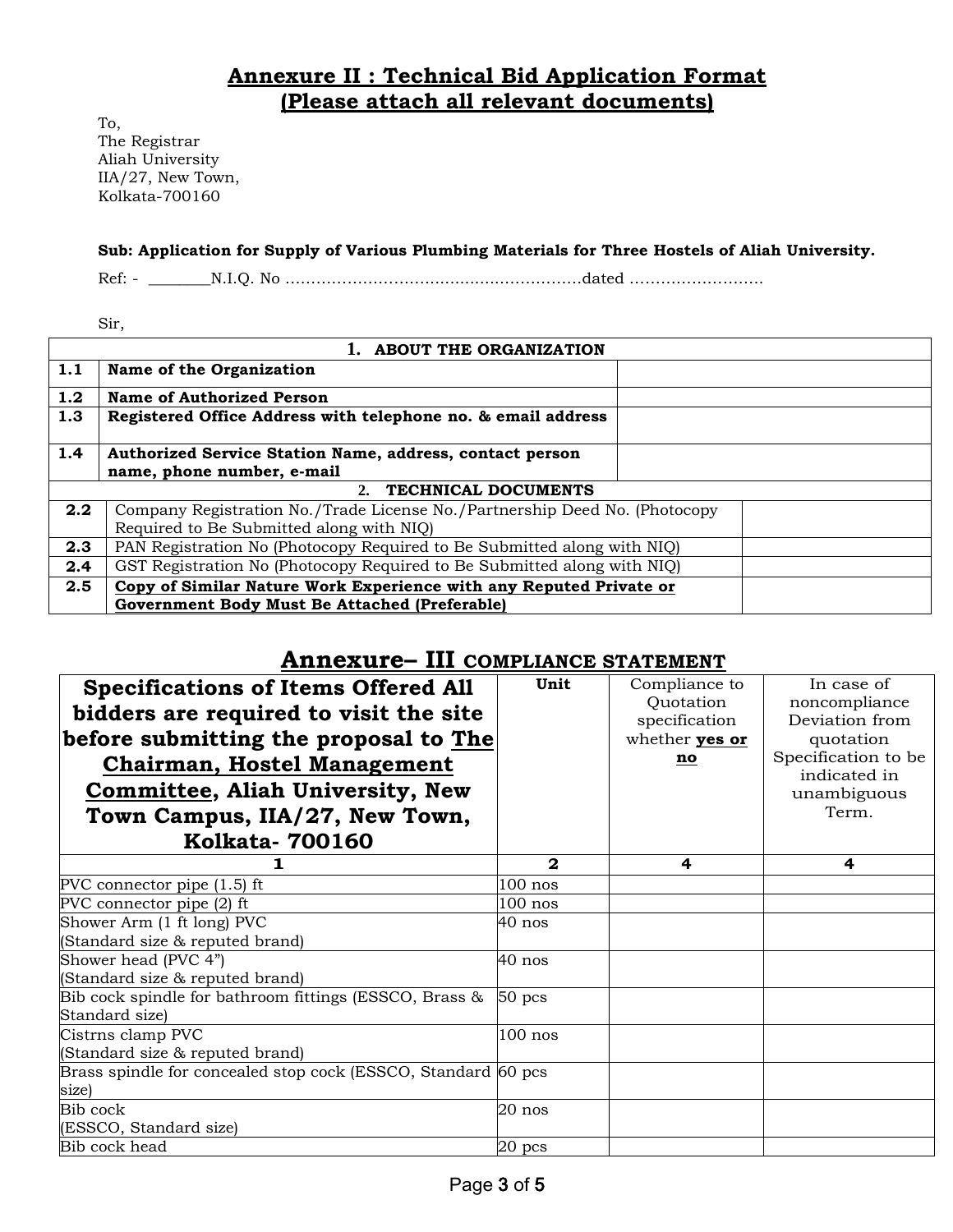## Annexure II : Technical Bid Application Format
## (Please attach all relevant documents)

To,
The Registrar
Aliah University
IIA/27, New Town,
Kolkata-700160

**Sub: Application for Supply of Various Plumbing Materials for Three Hostels of Aliah University.**

Ref: - ________N.I.Q. No ………………………………………………….dated ……………………..

Sir,

| **1. ABOUT THE ORGANIZATION** | | |
|---|---|---|
| **1.1** | **Name of the Organization** | |
| **1.2** | **Name of Authorized Person** | |
| **1.3** | **Registered Office Address with telephone no. & email address** | |
| **1.4** | **Authorized Service Station Name, address, contact person name, phone number, e-mail** | |
| **2. TECHNICAL DOCUMENTS** | | |
| **2.2** | Company Registration No./Trade License No./Partnership Deed No. (Photocopy Required to Be Submitted along with NIQ) | |
| **2.3** | PAN Registration No (Photocopy Required to Be Submitted along with NIQ) | |
| **2.4** | GST Registration No (Photocopy Required to Be Submitted along with NIQ) | |
| **2.5** | **Copy of Similar Nature Work Experience with any Reputed Private or Government Body Must Be Attached (Preferable)** | |

## Annexure– III COMPLIANCE STATEMENT

| **Specifications of Items Offered All bidders are required to visit the site before submitting the proposal to The Chairman, Hostel Management Committee, Aliah University, New Town Campus, IIA/27, New Town, Kolkata- 700160** | **Unit** | Compliance to Quotation specification whether **yes or no** | In case of noncompliance Deviation from quotation Specification to be indicated in unambiguous Term. |
|---|---|---|---|
| **1** | **2** | **4** | **4** |
| PVC connector pipe (1.5) ft | 100 nos | | |
| PVC connector pipe (2) ft | 100 nos | | |
| Shower Arm (1 ft long) PVC (Standard size & reputed brand) | 40 nos | | |
| Shower head (PVC 4”) (Standard size & reputed brand) | 40 nos | | |
| Bib cock spindle for bathroom fittings (ESSCO, Brass & Standard size) | 50 pcs | | |
| Cistrns clamp PVC (Standard size & reputed brand) | 100 nos | | |
| Brass spindle for concealed stop cock (ESSCO, Standard size) | 60 pcs | | |
| Bib cock (ESSCO, Standard size) | 20 nos | | |
| Bib cock head | 20 pcs | | |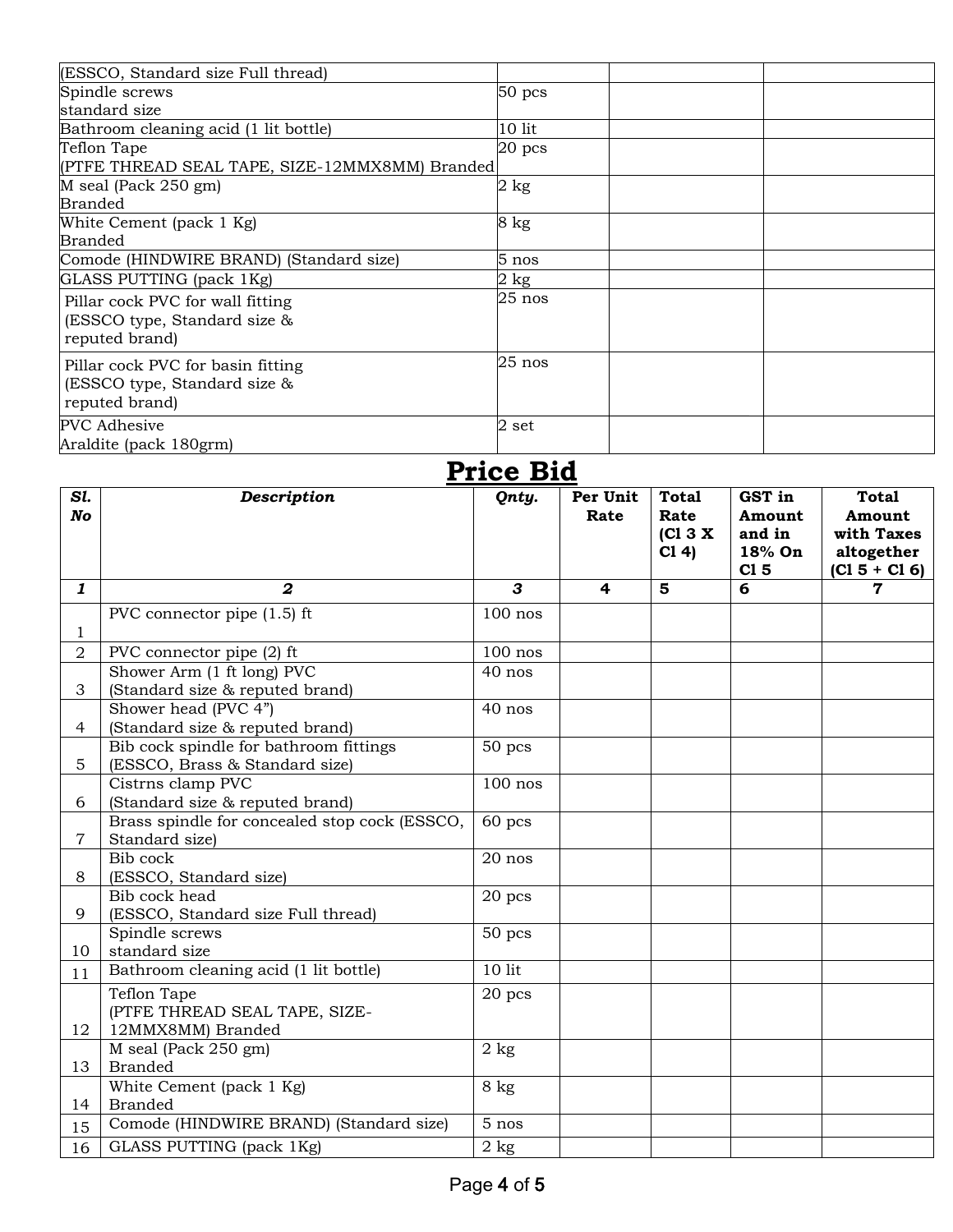| | | | |
|---|---|---|---|
| (ESSCO, Standard size Full thread) | | | |
| Spindle screws standard size | 50 pcs | | |
| Bathroom cleaning acid (1 lit bottle) | 10 lit | | |
| Teflon Tape (PTFE THREAD SEAL TAPE, SIZE-12MMX8MM) Branded | 20 pcs | | |
| M seal (Pack 250 gm) Branded | 2 kg | | |
| White Cement (pack 1 Kg) Branded | 8 kg | | |
| Comode (HINDWIRE BRAND) (Standard size) | 5 nos | | |
| GLASS PUTTING (pack 1Kg) | 2 kg | | |
| Pillar cock PVC for wall fitting (ESSCO type, Standard size & reputed brand) | 25 nos | | |
| Pillar cock PVC for basin fitting (ESSCO type, Standard size & reputed brand) | 25 nos | | |
| PVC Adhesive Araldite (pack 180grm) | 2 set | | |

# Price Bid

| *Sl. No* | *Description* | *Qnty.* | **Per Unit Rate** | **Total Rate (Cl 3 X Cl 4)** | **GST in Amount and in 18% On Cl 5** | **Total Amount with Taxes altogether (Cl 5 + Cl 6)** |
|---|---|---|---|---|---|---|
| *1* | *2* | *3* | **4** | **5** | **6** | **7** |
| 1 | PVC connector pipe (1.5) ft | 100 nos | | | | |
| 2 | PVC connector pipe (2) ft | 100 nos | | | | |
| 3 | Shower Arm (1 ft long) PVC (Standard size & reputed brand) | 40 nos | | | | |
| 4 | Shower head (PVC 4") (Standard size & reputed brand) | 40 nos | | | | |
| 5 | Bib cock spindle for bathroom fittings (ESSCO, Brass & Standard size) | 50 pcs | | | | |
| 6 | Cistrns clamp PVC (Standard size & reputed brand) | 100 nos | | | | |
| 7 | Brass spindle for concealed stop cock (ESSCO, Standard size) | 60 pcs | | | | |
| 8 | Bib cock (ESSCO, Standard size) | 20 nos | | | | |
| 9 | Bib cock head (ESSCO, Standard size Full thread) | 20 pcs | | | | |
| 10 | Spindle screws standard size | 50 pcs | | | | |
| 11 | Bathroom cleaning acid (1 lit bottle) | 10 lit | | | | |
| 12 | Teflon Tape (PTFE THREAD SEAL TAPE, SIZE-12MMX8MM) Branded | 20 pcs | | | | |
| 13 | M seal (Pack 250 gm) Branded | 2 kg | | | | |
| 14 | White Cement (pack 1 Kg) Branded | 8 kg | | | | |
| 15 | Comode (HINDWIRE BRAND) (Standard size) | 5 nos | | | | |
| 16 | GLASS PUTTING (pack 1Kg) | 2 kg | | | | |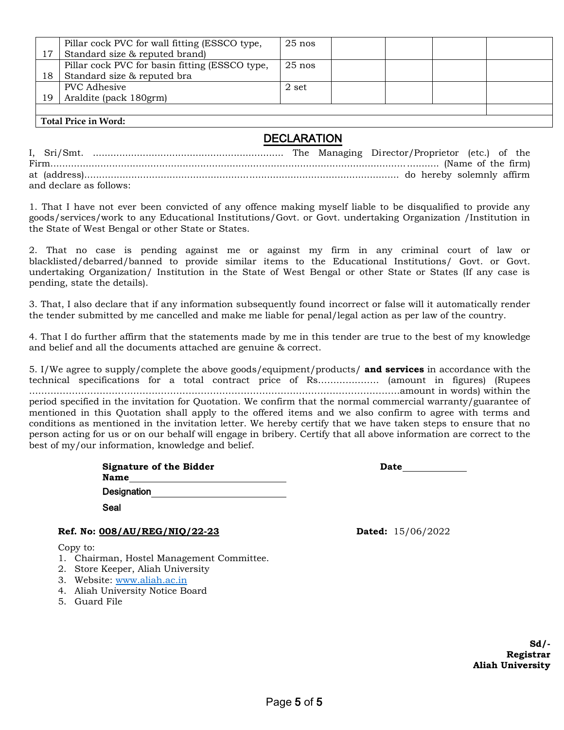| | | | | | | |
|---|---|---|---|---|---|---|
| 17 | Pillar cock PVC for wall fitting (ESSCO type, Standard size & reputed brand) | 25 nos | | | | |
| 18 | Pillar cock PVC for basin fitting (ESSCO type, Standard size & reputed bra | 25 nos | | | | |
| 19 | PVC Adhesive Araldite (pack 180grm) | 2 set | | | | |
| | | | | | | |
| **Total Price in Word:** | | | | | | |

## DECLARATION

I, Sri/Smt. ................................................................ The Managing Director/Proprietor (etc.) of the Firm................................................................................................................................ (Name of the firm) at (address)........................................................................................................... do hereby solemnly affirm and declare as follows:

1. That I have not ever been convicted of any offence making myself liable to be disqualified to provide any goods/services/work to any Educational Institutions/Govt. or Govt. undertaking Organization /Institution in the State of West Bengal or other State or States.

2. That no case is pending against me or against my firm in any criminal court of law or blacklisted/debarred/banned to provide similar items to the Educational Institutions/ Govt. or Govt. undertaking Organization/ Institution in the State of West Bengal or other State or States (If any case is pending, state the details).

3. That, I also declare that if any information subsequently found incorrect or false will it automatically render the tender submitted by me cancelled and make me liable for penal/legal action as per law of the country.

4. That I do further affirm that the statements made by me in this tender are true to the best of my knowledge and belief and all the documents attached are genuine & correct.

5. I/We agree to supply/complete the above goods/equipment/products/ **and services** in accordance with the technical specifications for a total contract price of Rs.................... (amount in figures) (Rupees ..........................................................................................................amount in words) within the period specified in the invitation for Quotation. We confirm that the normal commercial warranty/guarantee of mentioned in this Quotation shall apply to the offered items and we also confirm to agree with terms and conditions as mentioned in the invitation letter. We hereby certify that we have taken steps to ensure that no person acting for us or on our behalf will engage in bribery. Certify that all above information are correct to the best of my/our information, knowledge and belief.

**Signature of the Bidder** **Date**\_\_\_\_\_\_\_\_\_\_\_\_

**Name**\_\_\_\_\_\_\_\_\_\_\_\_\_\_\_\_\_\_\_\_\_\_\_\_\_\_\_\_

Designation\_\_\_\_\_\_\_\_\_\_\_\_\_\_\_\_\_\_\_\_\_\_\_\_

Seal

**Ref. No: 008/AU/REG/NIQ/22-23** **Dated:** 15/06/2022

Copy to:

1. Chairman, Hostel Management Committee.
2. Store Keeper, Aliah University
3. Website: www.aliah.ac.in
4. Aliah University Notice Board
5. Guard File

**Sd/-**
**Registrar**
**Aliah University**